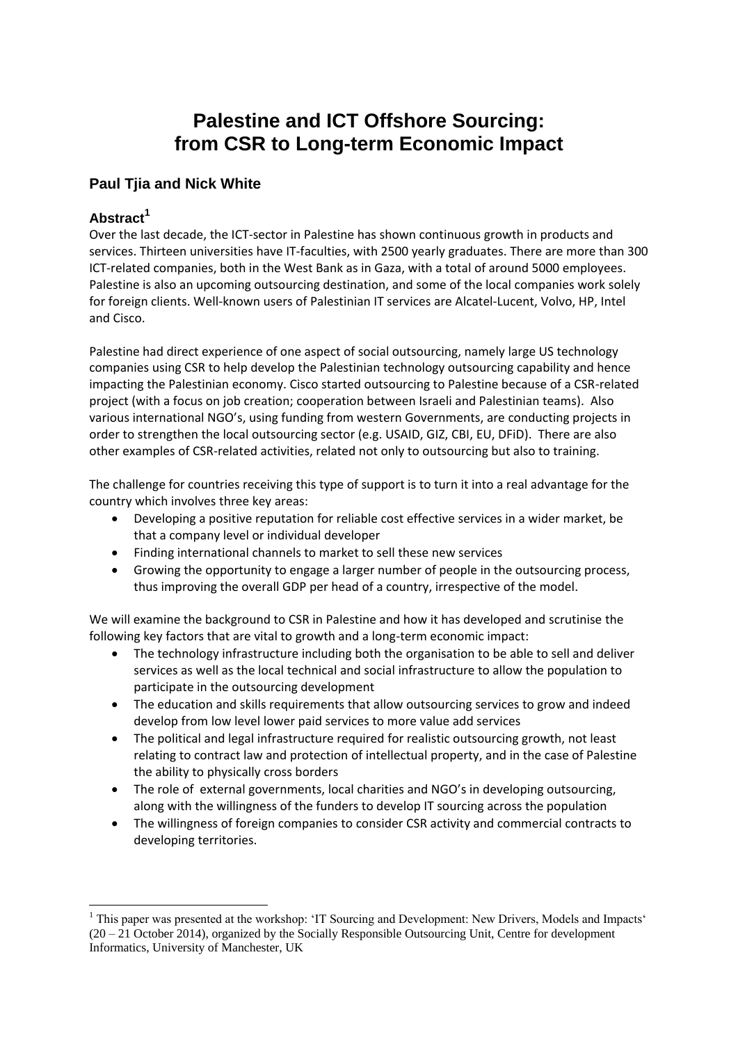# Palestine and ICT Offshore Sourcing: from CSR to Long-term Economic Impact

## Paul Tjia and Nick White

### Abstract[1]

Over the last decade, the ICT-sector in Palestine has shown continuous growth in products and services. Thirteen universities have IT-faculties, with 2500 yearly graduates. There are more than 300 ICT-related companies, both in the West Bank as in Gaza, with a total of around 5000 employees. Palestine is also an upcoming outsourcing destination, and some of the local companies work solely for foreign clients. Well-known users of Palestinian IT services are Alcatel-Lucent, Volvo, HP, Intel and Cisco.

Palestine had direct experience of one aspect of social outsourcing, namely large US technology companies using CSR to help develop the Palestinian technology outsourcing capability and hence impacting the Palestinian economy. Cisco started outsourcing to Palestine because of a CSR-related project (with a focus on job creation; cooperation between Israeli and Palestinian teams). Also various international NGO's, using funding from western Governments, are conducting projects in order to strengthen the local outsourcing sector (e.g. USAID, GIZ, CBI, EU, DFiD). There are also other examples of CSR-related activities, related not only to outsourcing but also to training.

The challenge for countries receiving this type of support is to turn it into a real advantage for the country which involves three key areas:

- Developing a positive reputation for reliable cost effective services in a wider market, be that a company level or individual developer
- Finding international channels to market to sell these new services
- Growing the opportunity to engage a larger number of people in the outsourcing process, thus improving the overall GDP per head of a country, irrespective of the model.

We will examine the background to CSR in Palestine and how it has developed and scrutinise the following key factors that are vital to growth and a long-term economic impact:

- The technology infrastructure including both the organisation to be able to sell and deliver services as well as the local technical and social infrastructure to allow the population to participate in the outsourcing development
- The education and skills requirements that allow outsourcing services to grow and indeed develop from low level lower paid services to more value add services
- The political and legal infrastructure required for realistic outsourcing growth, not least relating to contract law and protection of intellectual property, and in the case of Palestine the ability to physically cross borders
- The role of external governments, local charities and NGO's in developing outsourcing, along with the willingness of the funders to develop IT sourcing across the population
- The willingness of foreign companies to consider CSR activity and commercial contracts to developing territories.

[1] This paper was presented at the workshop: 'IT Sourcing and Development: New Drivers, Models and Impacts' (20 – 21 October 2014), organized by the Socially Responsible Outsourcing Unit, Centre for development Informatics, University of Manchester, UK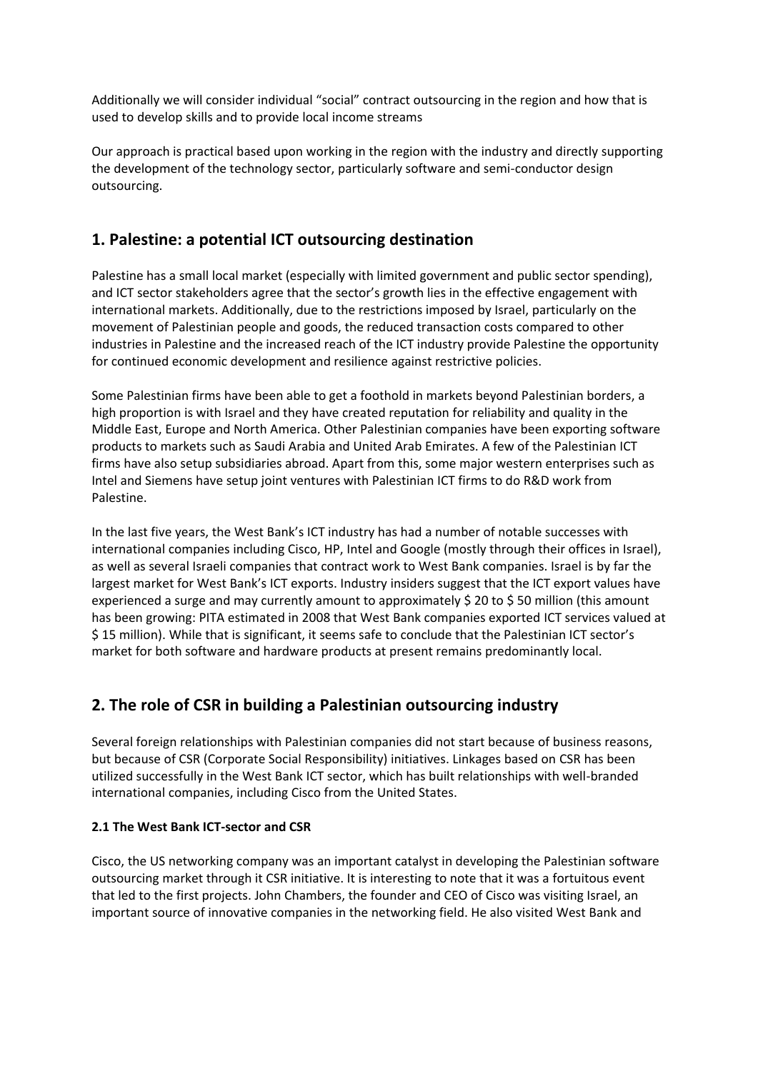Additionally we will consider individual "social" contract outsourcing in the region and how that is used to develop skills and to provide local income streams

Our approach is practical based upon working in the region with the industry and directly supporting the development of the technology sector, particularly software and semi-conductor design outsourcing.

## 1. Palestine: a potential ICT outsourcing destination

Palestine has a small local market (especially with limited government and public sector spending), and ICT sector stakeholders agree that the sector's growth lies in the effective engagement with international markets. Additionally, due to the restrictions imposed by Israel, particularly on the movement of Palestinian people and goods, the reduced transaction costs compared to other industries in Palestine and the increased reach of the ICT industry provide Palestine the opportunity for continued economic development and resilience against restrictive policies.

Some Palestinian firms have been able to get a foothold in markets beyond Palestinian borders, a high proportion is with Israel and they have created reputation for reliability and quality in the Middle East, Europe and North America. Other Palestinian companies have been exporting software products to markets such as Saudi Arabia and United Arab Emirates. A few of the Palestinian ICT firms have also setup subsidiaries abroad. Apart from this, some major western enterprises such as Intel and Siemens have setup joint ventures with Palestinian ICT firms to do R&D work from Palestine.

In the last five years, the West Bank's ICT industry has had a number of notable successes with international companies including Cisco, HP, Intel and Google (mostly through their offices in Israel), as well as several Israeli companies that contract work to West Bank companies. Israel is by far the largest market for West Bank's ICT exports. Industry insiders suggest that the ICT export values have experienced a surge and may currently amount to approximately $ 20 to $ 50 million (this amount has been growing: PITA estimated in 2008 that West Bank companies exported ICT services valued at $ 15 million). While that is significant, it seems safe to conclude that the Palestinian ICT sector's market for both software and hardware products at present remains predominantly local.

## 2. The role of CSR in building a Palestinian outsourcing industry

Several foreign relationships with Palestinian companies did not start because of business reasons, but because of CSR (Corporate Social Responsibility) initiatives. Linkages based on CSR has been utilized successfully in the West Bank ICT sector, which has built relationships with well-branded international companies, including Cisco from the United States.

### 2.1 The West Bank ICT-sector and CSR

Cisco, the US networking company was an important catalyst in developing the Palestinian software outsourcing market through it CSR initiative. It is interesting to note that it was a fortuitous event that led to the first projects. John Chambers, the founder and CEO of Cisco was visiting Israel, an important source of innovative companies in the networking field. He also visited West Bank and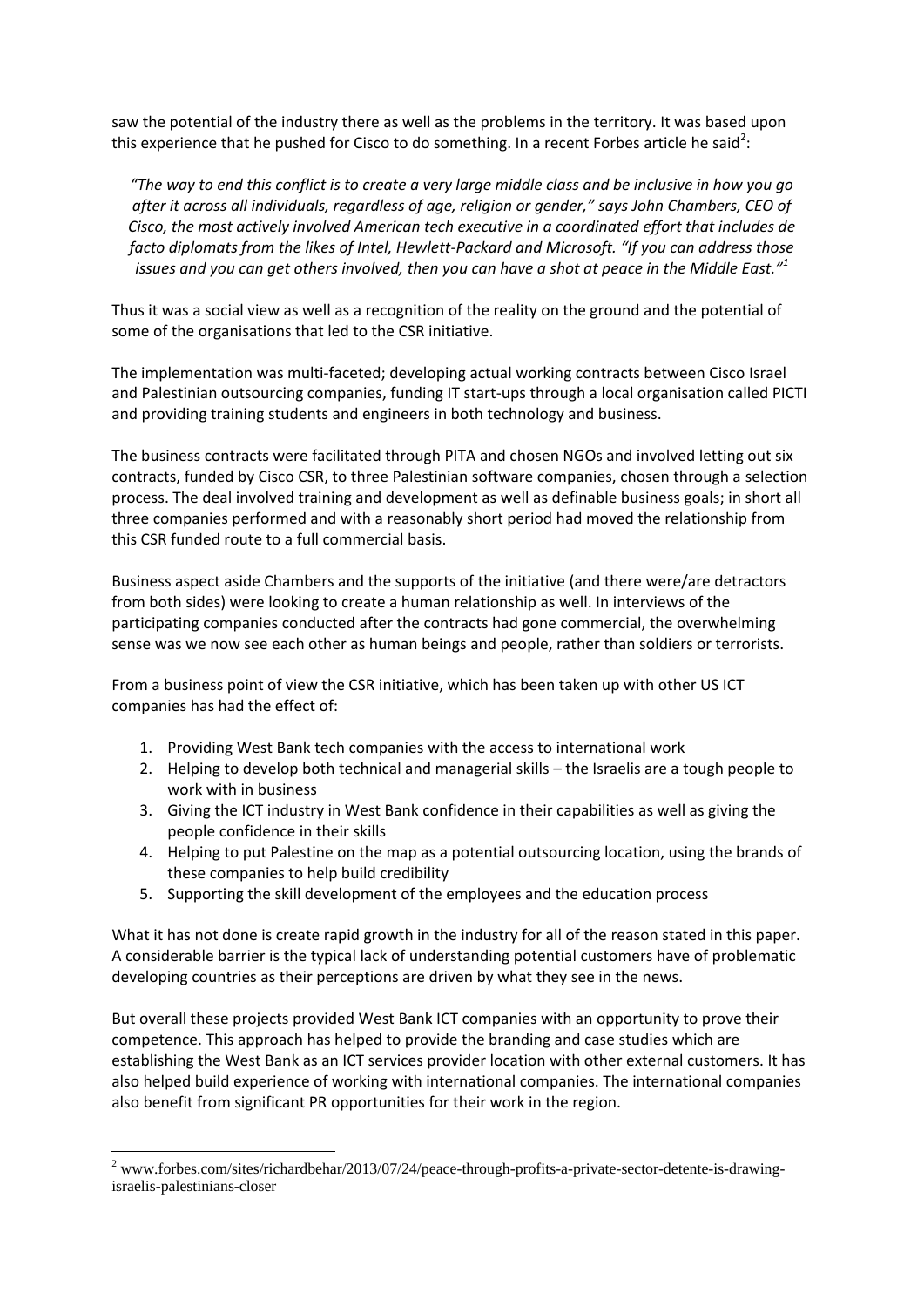saw the potential of the industry there as well as the problems in the territory. It was based upon this experience that he pushed for Cisco to do something. In a recent Forbes article he said[2]:

> *"The way to end this conflict is to create a very large middle class and be inclusive in how you go after it across all individuals, regardless of age, religion or gender," says John Chambers, CEO of Cisco, the most actively involved American tech executive in a coordinated effort that includes de facto diplomats from the likes of Intel, Hewlett-Packard and Microsoft. "If you can address those issues and you can get others involved, then you can have a shot at peace in the Middle East."[1]*

Thus it was a social view as well as a recognition of the reality on the ground and the potential of some of the organisations that led to the CSR initiative.

The implementation was multi-faceted; developing actual working contracts between Cisco Israel and Palestinian outsourcing companies, funding IT start-ups through a local organisation called PICTI and providing training students and engineers in both technology and business.

The business contracts were facilitated through PITA and chosen NGOs and involved letting out six contracts, funded by Cisco CSR, to three Palestinian software companies, chosen through a selection process. The deal involved training and development as well as definable business goals; in short all three companies performed and with a reasonably short period had moved the relationship from this CSR funded route to a full commercial basis.

Business aspect aside Chambers and the supports of the initiative (and there were/are detractors from both sides) were looking to create a human relationship as well. In interviews of the participating companies conducted after the contracts had gone commercial, the overwhelming sense was we now see each other as human beings and people, rather than soldiers or terrorists.

From a business point of view the CSR initiative, which has been taken up with other US ICT companies has had the effect of:

1. Providing West Bank tech companies with the access to international work
2. Helping to develop both technical and managerial skills – the Israelis are a tough people to work with in business
3. Giving the ICT industry in West Bank confidence in their capabilities as well as giving the people confidence in their skills
4. Helping to put Palestine on the map as a potential outsourcing location, using the brands of these companies to help build credibility
5. Supporting the skill development of the employees and the education process

What it has not done is create rapid growth in the industry for all of the reason stated in this paper. A considerable barrier is the typical lack of understanding potential customers have of problematic developing countries as their perceptions are driven by what they see in the news.

But overall these projects provided West Bank ICT companies with an opportunity to prove their competence. This approach has helped to provide the branding and case studies which are establishing the West Bank as an ICT services provider location with other external customers. It has also helped build experience of working with international companies. The international companies also benefit from significant PR opportunities for their work in the region.

[2] www.forbes.com/sites/richardbehar/2013/07/24/peace-through-profits-a-private-sector-detente-is-drawing-israelis-palestinians-closer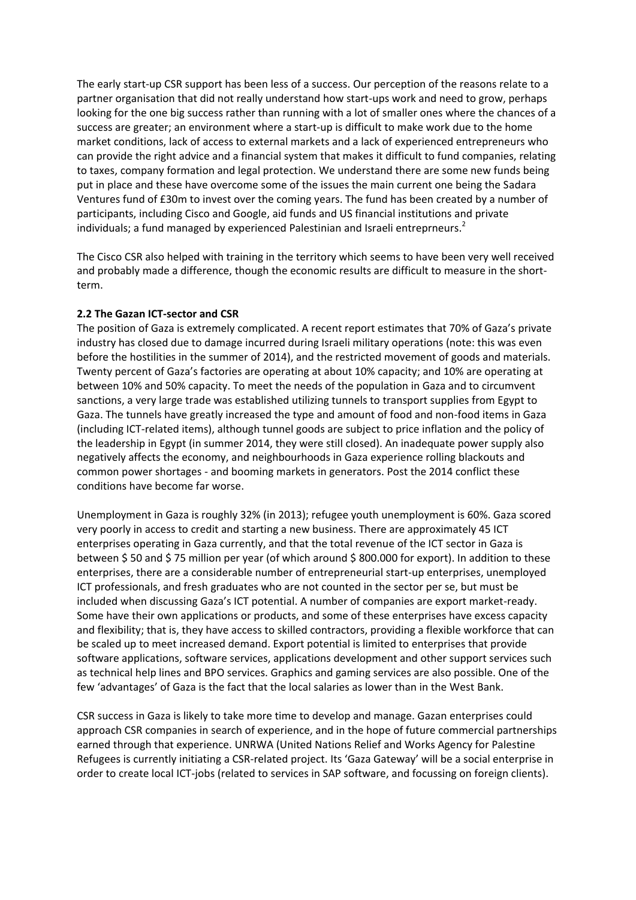The early start-up CSR support has been less of a success. Our perception of the reasons relate to a partner organisation that did not really understand how start-ups work and need to grow, perhaps looking for the one big success rather than running with a lot of smaller ones where the chances of a success are greater; an environment where a start-up is difficult to make work due to the home market conditions, lack of access to external markets and a lack of experienced entrepreneurs who can provide the right advice and a financial system that makes it difficult to fund companies, relating to taxes, company formation and legal protection. We understand there are some new funds being put in place and these have overcome some of the issues the main current one being the Sadara Ventures fund of £30m to invest over the coming years. The fund has been created by a number of participants, including Cisco and Google, aid funds and US financial institutions and private individuals; a fund managed by experienced Palestinian and Israeli entreprneurs.[2]

The Cisco CSR also helped with training in the territory which seems to have been very well received and probably made a difference, though the economic results are difficult to measure in the short-term.

### 2.2 The Gazan ICT-sector and CSR

The position of Gaza is extremely complicated. A recent report estimates that 70% of Gaza's private industry has closed due to damage incurred during Israeli military operations (note: this was even before the hostilities in the summer of 2014), and the restricted movement of goods and materials. Twenty percent of Gaza's factories are operating at about 10% capacity; and 10% are operating at between 10% and 50% capacity. To meet the needs of the population in Gaza and to circumvent sanctions, a very large trade was established utilizing tunnels to transport supplies from Egypt to Gaza. The tunnels have greatly increased the type and amount of food and non-food items in Gaza (including ICT-related items), although tunnel goods are subject to price inflation and the policy of the leadership in Egypt (in summer 2014, they were still closed). An inadequate power supply also negatively affects the economy, and neighbourhoods in Gaza experience rolling blackouts and common power shortages - and booming markets in generators. Post the 2014 conflict these conditions have become far worse.

Unemployment in Gaza is roughly 32% (in 2013); refugee youth unemployment is 60%. Gaza scored very poorly in access to credit and starting a new business. There are approximately 45 ICT enterprises operating in Gaza currently, and that the total revenue of the ICT sector in Gaza is between \$ 50 and \$ 75 million per year (of which around \$ 800.000 for export). In addition to these enterprises, there are a considerable number of entrepreneurial start-up enterprises, unemployed ICT professionals, and fresh graduates who are not counted in the sector per se, but must be included when discussing Gaza's ICT potential. A number of companies are export market-ready. Some have their own applications or products, and some of these enterprises have excess capacity and flexibility; that is, they have access to skilled contractors, providing a flexible workforce that can be scaled up to meet increased demand. Export potential is limited to enterprises that provide software applications, software services, applications development and other support services such as technical help lines and BPO services. Graphics and gaming services are also possible. One of the few 'advantages' of Gaza is the fact that the local salaries as lower than in the West Bank.

CSR success in Gaza is likely to take more time to develop and manage. Gazan enterprises could approach CSR companies in search of experience, and in the hope of future commercial partnerships earned through that experience. UNRWA (United Nations Relief and Works Agency for Palestine Refugees is currently initiating a CSR-related project. Its 'Gaza Gateway' will be a social enterprise in order to create local ICT-jobs (related to services in SAP software, and focussing on foreign clients).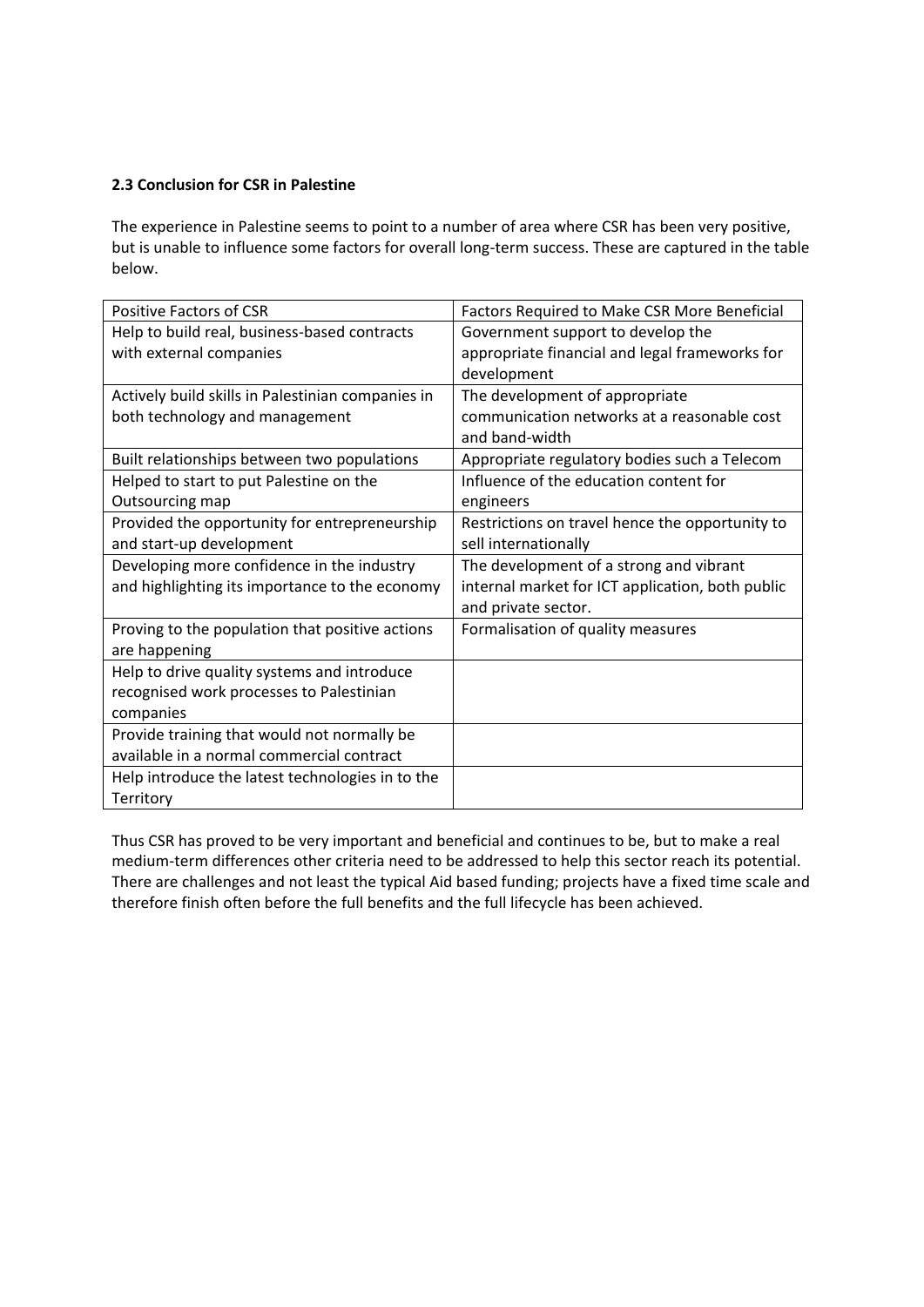**2.3 Conclusion for CSR in Palestine**

The experience in Palestine seems to point to a number of area where CSR has been very positive, but is unable to influence some factors for overall long-term success. These are captured in the table below.

| Positive Factors of CSR | Factors Required to Make CSR More Beneficial |
|---|---|
| Help to build real, business-based contracts with external companies | Government support to develop the appropriate financial and legal frameworks for development |
| Actively build skills in Palestinian companies in both technology and management | The development of appropriate communication networks at a reasonable cost and band-width |
| Built relationships between two populations | Appropriate regulatory bodies such a Telecom |
| Helped to start to put Palestine on the Outsourcing map | Influence of the education content for engineers |
| Provided the opportunity for entrepreneurship and start-up development | Restrictions on travel hence the opportunity to sell internationally |
| Developing more confidence in the industry and highlighting its importance to the economy | The development of a strong and vibrant internal market for ICT application, both public and private sector. |
| Proving to the population that positive actions are happening | Formalisation of quality measures |
| Help to drive quality systems and introduce recognised work processes to Palestinian companies | |
| Provide training that would not normally be available in a normal commercial contract | |
| Help introduce the latest technologies in to the Territory | |

Thus CSR has proved to be very important and beneficial and continues to be, but to make a real medium-term differences other criteria need to be addressed to help this sector reach its potential. There are challenges and not least the typical Aid based funding; projects have a fixed time scale and therefore finish often before the full benefits and the full lifecycle has been achieved.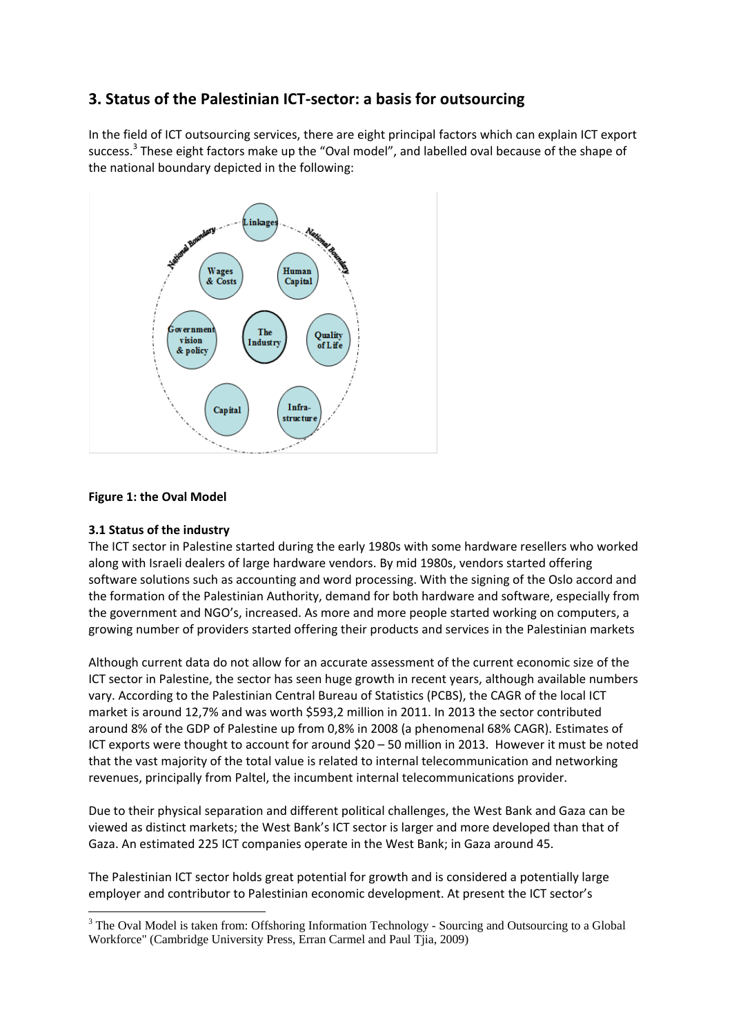## 3. Status of the Palestinian ICT-sector: a basis for outsourcing

In the field of ICT outsourcing services, there are eight principal factors which can explain ICT export success.[3] These eight factors make up the "Oval model", and labelled oval because of the shape of the national boundary depicted in the following:

**Figure 1: the Oval Model**

### 3.1 Status of the industry

The ICT sector in Palestine started during the early 1980s with some hardware resellers who worked along with Israeli dealers of large hardware vendors. By mid 1980s, vendors started offering software solutions such as accounting and word processing. With the signing of the Oslo accord and the formation of the Palestinian Authority, demand for both hardware and software, especially from the government and NGO's, increased. As more and more people started working on computers, a growing number of providers started offering their products and services in the Palestinian markets

Although current data do not allow for an accurate assessment of the current economic size of the ICT sector in Palestine, the sector has seen huge growth in recent years, although available numbers vary. According to the Palestinian Central Bureau of Statistics (PCBS), the CAGR of the local ICT market is around 12,7% and was worth $593,2 million in 2011. In 2013 the sector contributed around 8% of the GDP of Palestine up from 0,8% in 2008 (a phenomenal 68% CAGR). Estimates of ICT exports were thought to account for around $20 – 50 million in 2013. However it must be noted that the vast majority of the total value is related to internal telecommunication and networking revenues, principally from Paltel, the incumbent internal telecommunications provider.

Due to their physical separation and different political challenges, the West Bank and Gaza can be viewed as distinct markets; the West Bank's ICT sector is larger and more developed than that of Gaza. An estimated 225 ICT companies operate in the West Bank; in Gaza around 45.

The Palestinian ICT sector holds great potential for growth and is considered a potentially large employer and contributor to Palestinian economic development. At present the ICT sector's

[3] The Oval Model is taken from: Offshoring Information Technology - Sourcing and Outsourcing to a Global Workforce" (Cambridge University Press, Erran Carmel and Paul Tjia, 2009)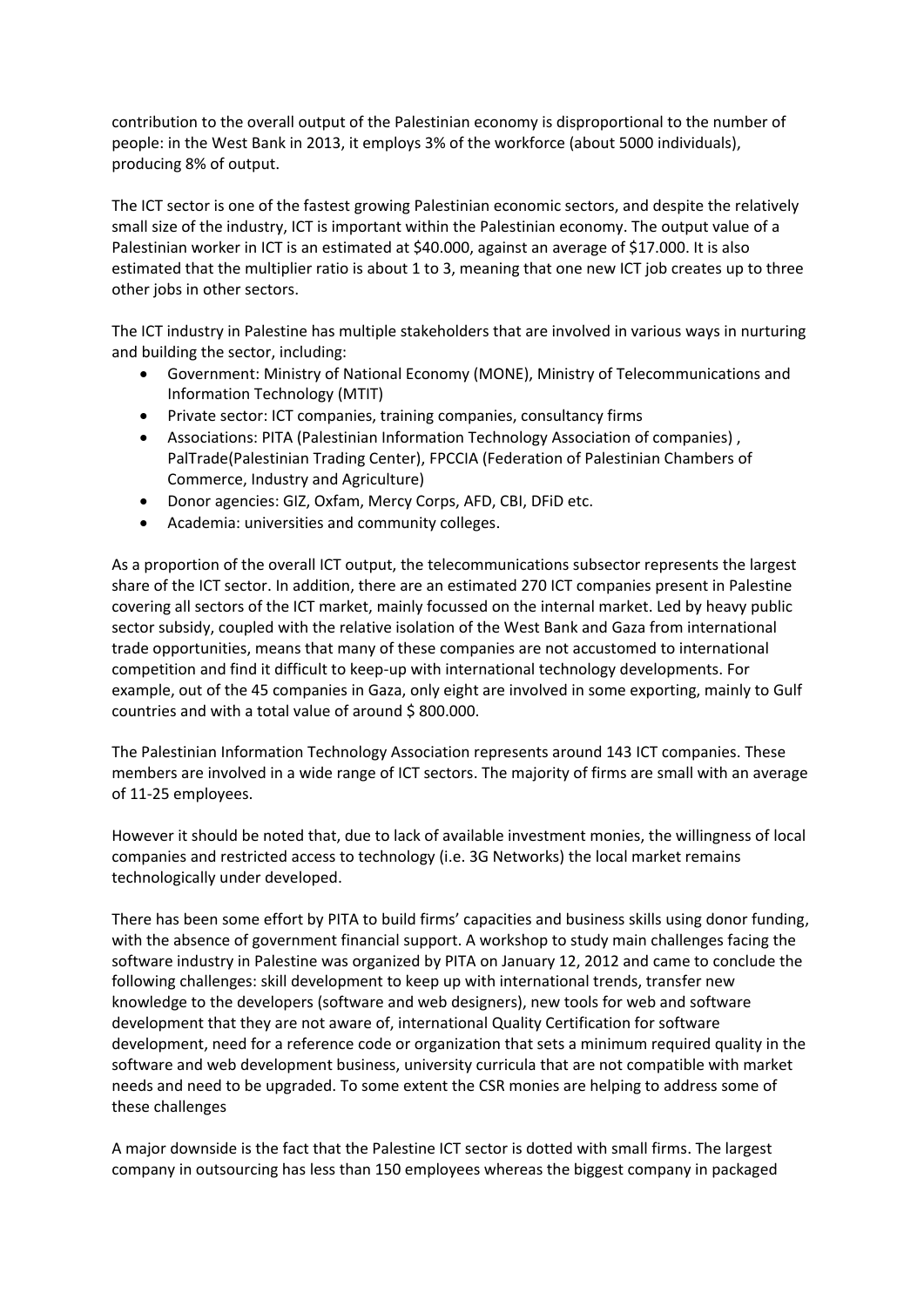contribution to the overall output of the Palestinian economy is disproportional to the number of people: in the West Bank in 2013, it employs 3% of the workforce (about 5000 individuals), producing 8% of output.

The ICT sector is one of the fastest growing Palestinian economic sectors, and despite the relatively small size of the industry, ICT is important within the Palestinian economy. The output value of a Palestinian worker in ICT is an estimated at $40.000, against an average of $17.000. It is also estimated that the multiplier ratio is about 1 to 3, meaning that one new ICT job creates up to three other jobs in other sectors.

The ICT industry in Palestine has multiple stakeholders that are involved in various ways in nurturing and building the sector, including:

- Government: Ministry of National Economy (MONE), Ministry of Telecommunications and Information Technology (MTIT)
- Private sector: ICT companies, training companies, consultancy firms
- Associations: PITA (Palestinian Information Technology Association of companies) , PalTrade(Palestinian Trading Center), FPCCIA (Federation of Palestinian Chambers of Commerce, Industry and Agriculture)
- Donor agencies: GIZ, Oxfam, Mercy Corps, AFD, CBI, DFiD etc.
- Academia: universities and community colleges.

As a proportion of the overall ICT output, the telecommunications subsector represents the largest share of the ICT sector. In addition, there are an estimated 270 ICT companies present in Palestine covering all sectors of the ICT market, mainly focussed on the internal market. Led by heavy public sector subsidy, coupled with the relative isolation of the West Bank and Gaza from international trade opportunities, means that many of these companies are not accustomed to international competition and find it difficult to keep-up with international technology developments. For example, out of the 45 companies in Gaza, only eight are involved in some exporting, mainly to Gulf countries and with a total value of around $ 800.000.

The Palestinian Information Technology Association represents around 143 ICT companies. These members are involved in a wide range of ICT sectors. The majority of firms are small with an average of 11-25 employees.

However it should be noted that, due to lack of available investment monies, the willingness of local companies and restricted access to technology (i.e. 3G Networks) the local market remains technologically under developed.

There has been some effort by PITA to build firms' capacities and business skills using donor funding, with the absence of government financial support. A workshop to study main challenges facing the software industry in Palestine was organized by PITA on January 12, 2012 and came to conclude the following challenges: skill development to keep up with international trends, transfer new knowledge to the developers (software and web designers), new tools for web and software development that they are not aware of, international Quality Certification for software development, need for a reference code or organization that sets a minimum required quality in the software and web development business, university curricula that are not compatible with market needs and need to be upgraded. To some extent the CSR monies are helping to address some of these challenges

A major downside is the fact that the Palestine ICT sector is dotted with small firms. The largest company in outsourcing has less than 150 employees whereas the biggest company in packaged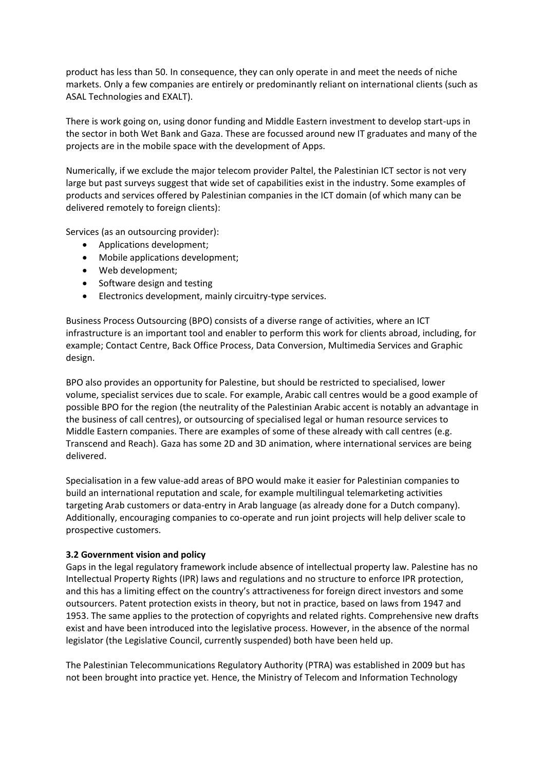product has less than 50. In consequence, they can only operate in and meet the needs of niche markets. Only a few companies are entirely or predominantly reliant on international clients (such as ASAL Technologies and EXALT).

There is work going on, using donor funding and Middle Eastern investment to develop start-ups in the sector in both Wet Bank and Gaza. These are focussed around new IT graduates and many of the projects are in the mobile space with the development of Apps.

Numerically, if we exclude the major telecom provider Paltel, the Palestinian ICT sector is not very large but past surveys suggest that wide set of capabilities exist in the industry. Some examples of products and services offered by Palestinian companies in the ICT domain (of which many can be delivered remotely to foreign clients):

Services (as an outsourcing provider):

- Applications development;
- Mobile applications development;
- Web development;
- Software design and testing
- Electronics development, mainly circuitry-type services.

Business Process Outsourcing (BPO) consists of a diverse range of activities, where an ICT infrastructure is an important tool and enabler to perform this work for clients abroad, including, for example; Contact Centre, Back Office Process, Data Conversion, Multimedia Services and Graphic design.

BPO also provides an opportunity for Palestine, but should be restricted to specialised, lower volume, specialist services due to scale. For example, Arabic call centres would be a good example of possible BPO for the region (the neutrality of the Palestinian Arabic accent is notably an advantage in the business of call centres), or outsourcing of specialised legal or human resource services to Middle Eastern companies. There are examples of some of these already with call centres (e.g. Transcend and Reach). Gaza has some 2D and 3D animation, where international services are being delivered.

Specialisation in a few value-add areas of BPO would make it easier for Palestinian companies to build an international reputation and scale, for example multilingual telemarketing activities targeting Arab customers or data-entry in Arab language (as already done for a Dutch company). Additionally, encouraging companies to co-operate and run joint projects will help deliver scale to prospective customers.

**3.2 Government vision and policy**

Gaps in the legal regulatory framework include absence of intellectual property law. Palestine has no Intellectual Property Rights (IPR) laws and regulations and no structure to enforce IPR protection, and this has a limiting effect on the country's attractiveness for foreign direct investors and some outsourcers. Patent protection exists in theory, but not in practice, based on laws from 1947 and 1953. The same applies to the protection of copyrights and related rights. Comprehensive new drafts exist and have been introduced into the legislative process. However, in the absence of the normal legislator (the Legislative Council, currently suspended) both have been held up.

The Palestinian Telecommunications Regulatory Authority (PTRA) was established in 2009 but has not been brought into practice yet. Hence, the Ministry of Telecom and Information Technology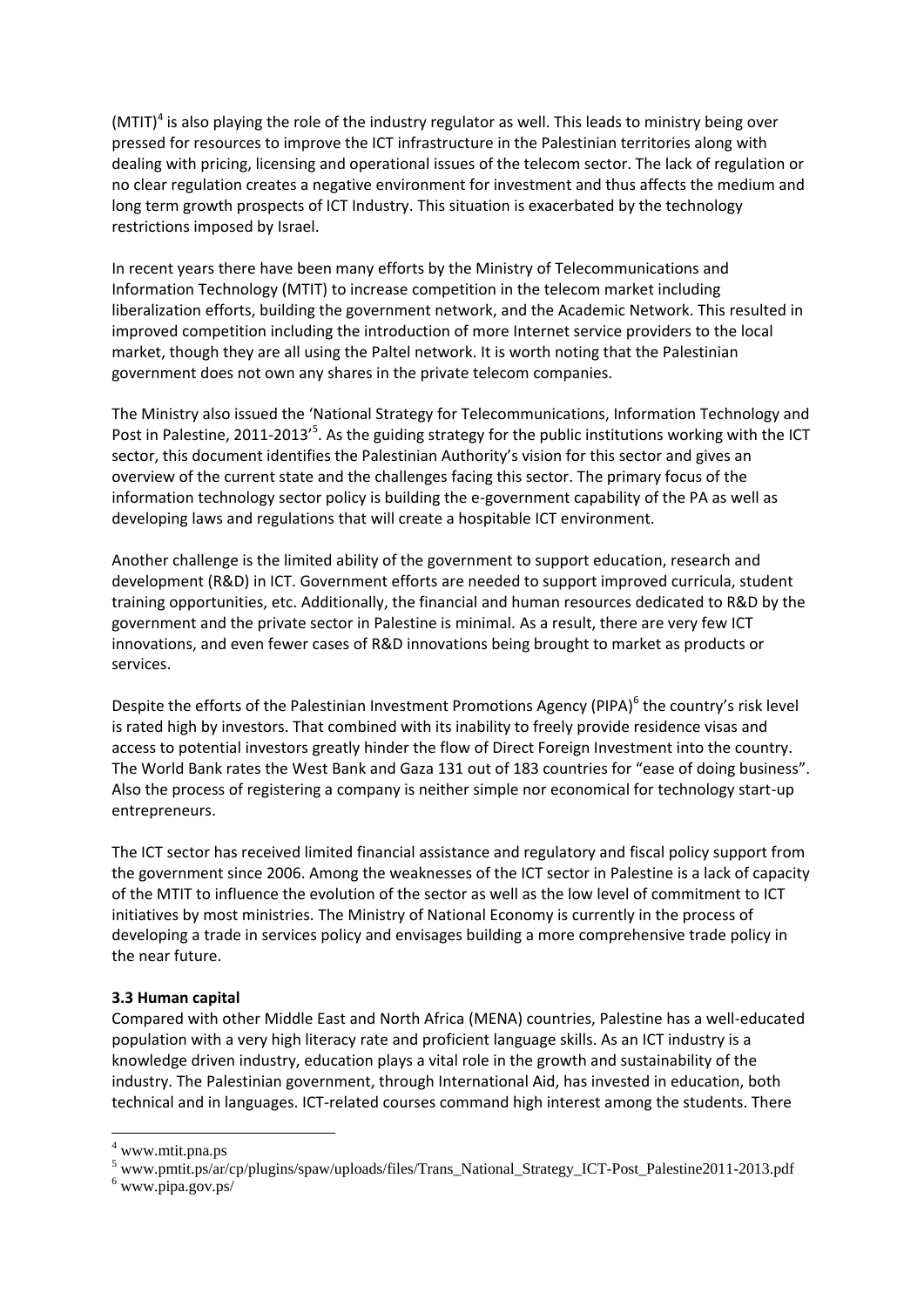(MTIT)[4] is also playing the role of the industry regulator as well. This leads to ministry being over pressed for resources to improve the ICT infrastructure in the Palestinian territories along with dealing with pricing, licensing and operational issues of the telecom sector. The lack of regulation or no clear regulation creates a negative environment for investment and thus affects the medium and long term growth prospects of ICT Industry. This situation is exacerbated by the technology restrictions imposed by Israel.

In recent years there have been many efforts by the Ministry of Telecommunications and Information Technology (MTIT) to increase competition in the telecom market including liberalization efforts, building the government network, and the Academic Network. This resulted in improved competition including the introduction of more Internet service providers to the local market, though they are all using the Paltel network. It is worth noting that the Palestinian government does not own any shares in the private telecom companies.

The Ministry also issued the 'National Strategy for Telecommunications, Information Technology and Post in Palestine, 2011-2013'[5]. As the guiding strategy for the public institutions working with the ICT sector, this document identifies the Palestinian Authority's vision for this sector and gives an overview of the current state and the challenges facing this sector. The primary focus of the information technology sector policy is building the e-government capability of the PA as well as developing laws and regulations that will create a hospitable ICT environment.

Another challenge is the limited ability of the government to support education, research and development (R&D) in ICT. Government efforts are needed to support improved curricula, student training opportunities, etc. Additionally, the financial and human resources dedicated to R&D by the government and the private sector in Palestine is minimal. As a result, there are very few ICT innovations, and even fewer cases of R&D innovations being brought to market as products or services.

Despite the efforts of the Palestinian Investment Promotions Agency (PIPA)[6] the country's risk level is rated high by investors. That combined with its inability to freely provide residence visas and access to potential investors greatly hinder the flow of Direct Foreign Investment into the country. The World Bank rates the West Bank and Gaza 131 out of 183 countries for "ease of doing business". Also the process of registering a company is neither simple nor economical for technology start-up entrepreneurs.

The ICT sector has received limited financial assistance and regulatory and fiscal policy support from the government since 2006. Among the weaknesses of the ICT sector in Palestine is a lack of capacity of the MTIT to influence the evolution of the sector as well as the low level of commitment to ICT initiatives by most ministries. The Ministry of National Economy is currently in the process of developing a trade in services policy and envisages building a more comprehensive trade policy in the near future.

**3.3 Human capital**

Compared with other Middle East and North Africa (MENA) countries, Palestine has a well-educated population with a very high literacy rate and proficient language skills. As an ICT industry is a knowledge driven industry, education plays a vital role in the growth and sustainability of the industry. The Palestinian government, through International Aid, has invested in education, both technical and in languages. ICT-related courses command high interest among the students. There

---

[4] www.mtit.pna.ps

[5] www.pmtit.ps/ar/cp/plugins/spaw/uploads/files/Trans_National_Strategy_ICT-Post_Palestine2011-2013.pdf

[6] www.pipa.gov.ps/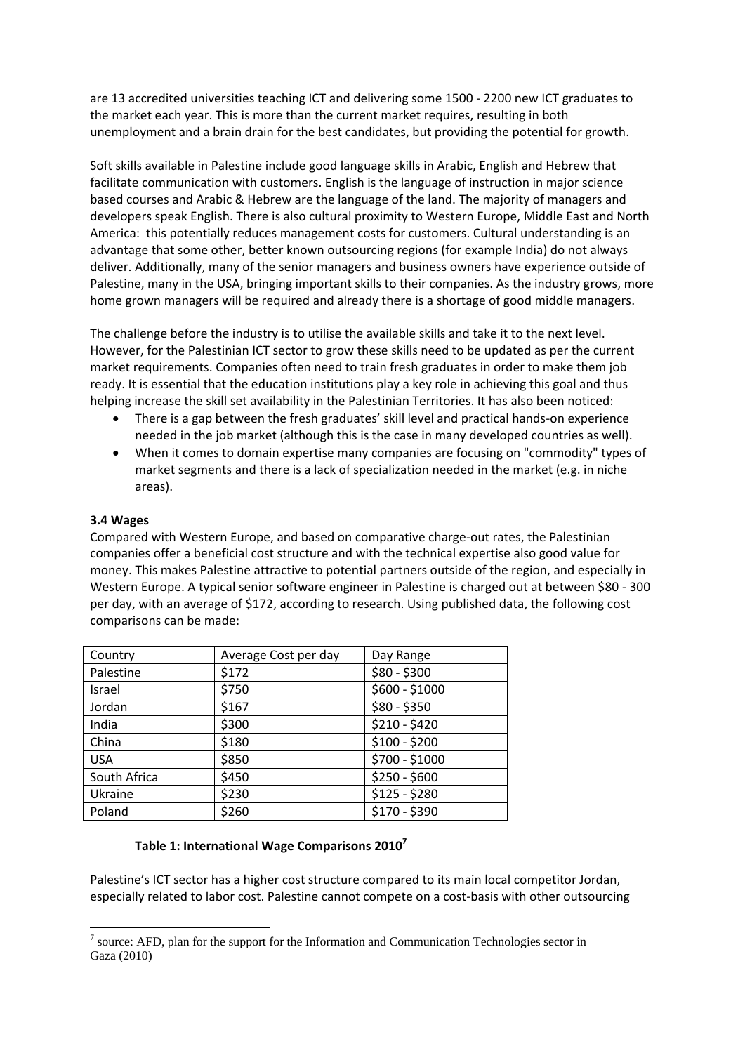are 13 accredited universities teaching ICT and delivering some 1500 - 2200 new ICT graduates to the market each year. This is more than the current market requires, resulting in both unemployment and a brain drain for the best candidates, but providing the potential for growth.

Soft skills available in Palestine include good language skills in Arabic, English and Hebrew that facilitate communication with customers. English is the language of instruction in major science based courses and Arabic & Hebrew are the language of the land. The majority of managers and developers speak English. There is also cultural proximity to Western Europe, Middle East and North America: this potentially reduces management costs for customers. Cultural understanding is an advantage that some other, better known outsourcing regions (for example India) do not always deliver. Additionally, many of the senior managers and business owners have experience outside of Palestine, many in the USA, bringing important skills to their companies. As the industry grows, more home grown managers will be required and already there is a shortage of good middle managers.

The challenge before the industry is to utilise the available skills and take it to the next level. However, for the Palestinian ICT sector to grow these skills need to be updated as per the current market requirements. Companies often need to train fresh graduates in order to make them job ready. It is essential that the education institutions play a key role in achieving this goal and thus helping increase the skill set availability in the Palestinian Territories. It has also been noticed:

- There is a gap between the fresh graduates' skill level and practical hands-on experience needed in the job market (although this is the case in many developed countries as well).
- When it comes to domain expertise many companies are focusing on "commodity" types of market segments and there is a lack of specialization needed in the market (e.g. in niche areas).

### 3.4 Wages

Compared with Western Europe, and based on comparative charge-out rates, the Palestinian companies offer a beneficial cost structure and with the technical expertise also good value for money. This makes Palestine attractive to potential partners outside of the region, and especially in Western Europe. A typical senior software engineer in Palestine is charged out at between $80 - 300 per day, with an average of $172, according to research. Using published data, the following cost comparisons can be made:

| Country | Average Cost per day | Day Range |
|---|---|---|
| Palestine | $172 | $80 - $300 |
| Israel | $750 | $600 - $1000 |
| Jordan | $167 | $80 - $350 |
| India | $300 | $210 - $420 |
| China | $180 | $100 - $200 |
| USA | $850 | $700 - $1000 |
| South Africa | $450 | $250 - $600 |
| Ukraine | $230 | $125 - $280 |
| Poland | $260 | $170 - $390 |

**Table 1: International Wage Comparisons 2010[7]**

Palestine's ICT sector has a higher cost structure compared to its main local competitor Jordan, especially related to labor cost. Palestine cannot compete on a cost-basis with other outsourcing

[7] source: AFD, plan for the support for the Information and Communication Technologies sector in Gaza (2010)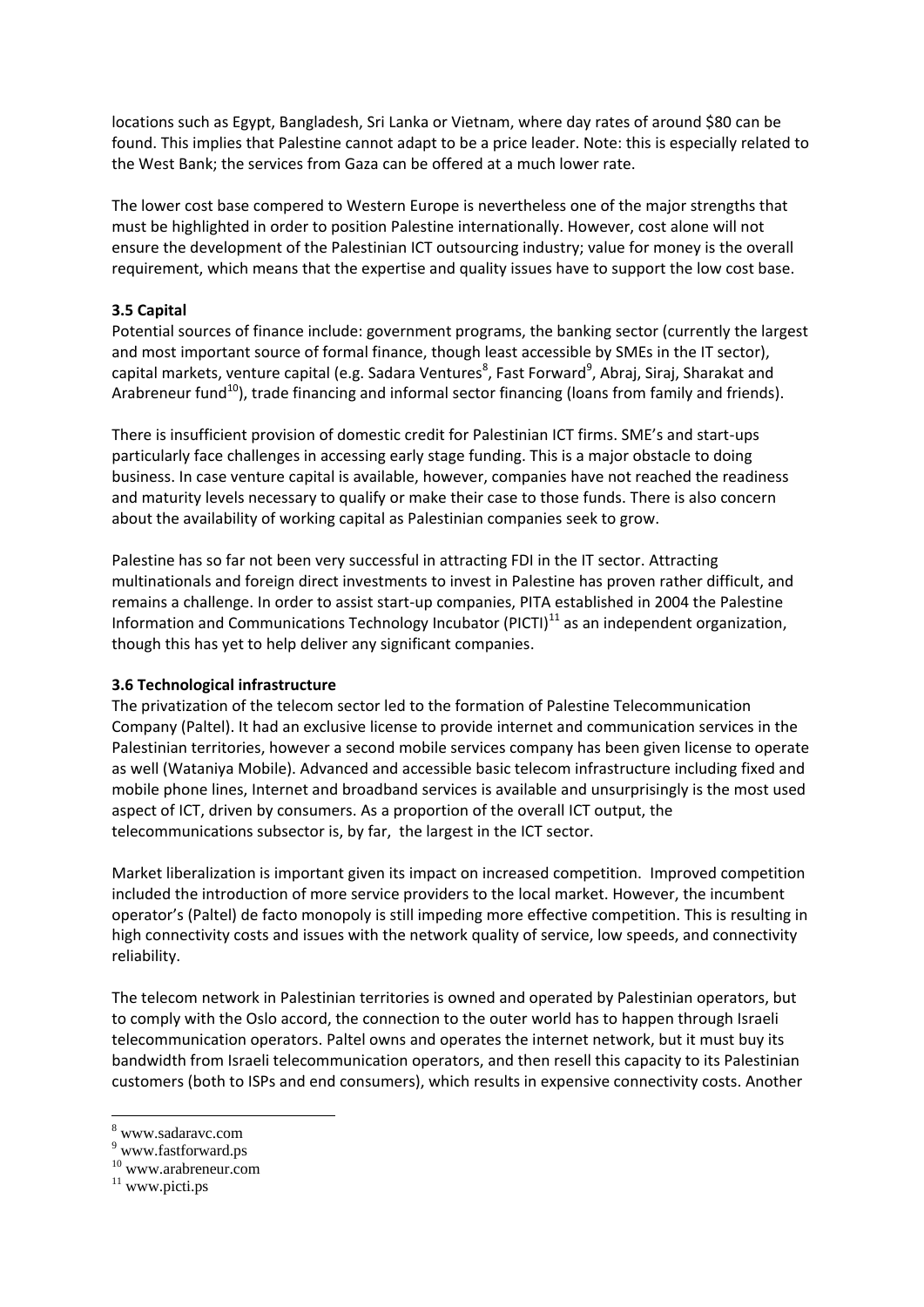locations such as Egypt, Bangladesh, Sri Lanka or Vietnam, where day rates of around $80 can be found. This implies that Palestine cannot adapt to be a price leader. Note: this is especially related to the West Bank; the services from Gaza can be offered at a much lower rate.

The lower cost base compered to Western Europe is nevertheless one of the major strengths that must be highlighted in order to position Palestine internationally. However, cost alone will not ensure the development of the Palestinian ICT outsourcing industry; value for money is the overall requirement, which means that the expertise and quality issues have to support the low cost base.

### 3.5 Capital

Potential sources of finance include: government programs, the banking sector (currently the largest and most important source of formal finance, though least accessible by SMEs in the IT sector), capital markets, venture capital (e.g. Sadara Ventures[8], Fast Forward[9], Abraj, Siraj, Sharakat and Arabreneur fund[10]), trade financing and informal sector financing (loans from family and friends).

There is insufficient provision of domestic credit for Palestinian ICT firms. SME's and start-ups particularly face challenges in accessing early stage funding. This is a major obstacle to doing business. In case venture capital is available, however, companies have not reached the readiness and maturity levels necessary to qualify or make their case to those funds. There is also concern about the availability of working capital as Palestinian companies seek to grow.

Palestine has so far not been very successful in attracting FDI in the IT sector. Attracting multinationals and foreign direct investments to invest in Palestine has proven rather difficult, and remains a challenge. In order to assist start-up companies, PITA established in 2004 the Palestine Information and Communications Technology Incubator (PICTI)[11] as an independent organization, though this has yet to help deliver any significant companies.

### 3.6 Technological infrastructure

The privatization of the telecom sector led to the formation of Palestine Telecommunication Company (Paltel). It had an exclusive license to provide internet and communication services in the Palestinian territories, however a second mobile services company has been given license to operate as well (Wataniya Mobile). Advanced and accessible basic telecom infrastructure including fixed and mobile phone lines, Internet and broadband services is available and unsurprisingly is the most used aspect of ICT, driven by consumers. As a proportion of the overall ICT output, the telecommunications subsector is, by far, the largest in the ICT sector.

Market liberalization is important given its impact on increased competition. Improved competition included the introduction of more service providers to the local market. However, the incumbent operator's (Paltel) de facto monopoly is still impeding more effective competition. This is resulting in high connectivity costs and issues with the network quality of service, low speeds, and connectivity reliability.

The telecom network in Palestinian territories is owned and operated by Palestinian operators, but to comply with the Oslo accord, the connection to the outer world has to happen through Israeli telecommunication operators. Paltel owns and operates the internet network, but it must buy its bandwidth from Israeli telecommunication operators, and then resell this capacity to its Palestinian customers (both to ISPs and end consumers), which results in expensive connectivity costs. Another

---

[8] www.sadaravc.com

[9] www.fastforward.ps

[10] www.arabreneur.com

[11] www.picti.ps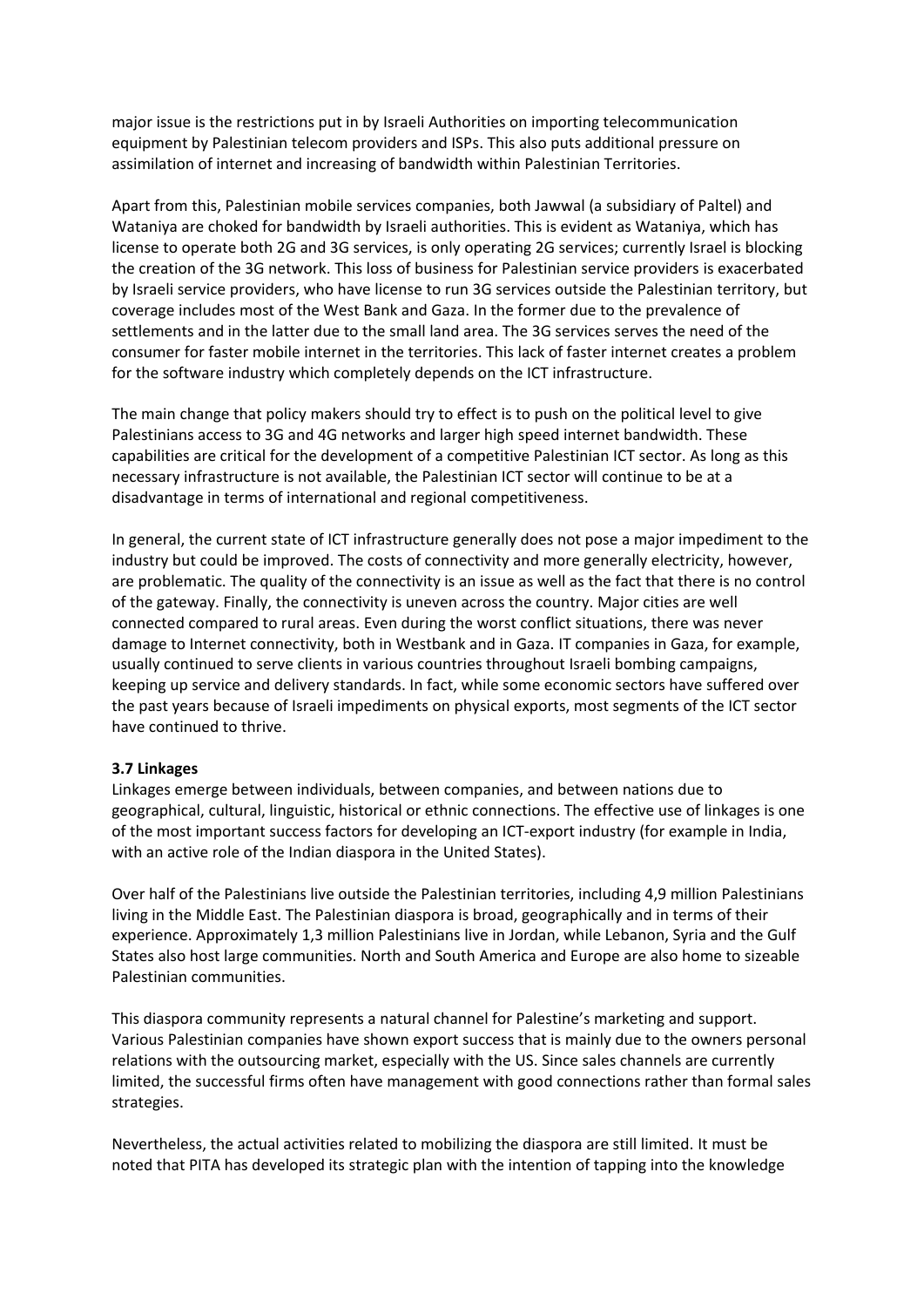major issue is the restrictions put in by Israeli Authorities on importing telecommunication equipment by Palestinian telecom providers and ISPs. This also puts additional pressure on assimilation of internet and increasing of bandwidth within Palestinian Territories.

Apart from this, Palestinian mobile services companies, both Jawwal (a subsidiary of Paltel) and Wataniya are choked for bandwidth by Israeli authorities. This is evident as Wataniya, which has license to operate both 2G and 3G services, is only operating 2G services; currently Israel is blocking the creation of the 3G network. This loss of business for Palestinian service providers is exacerbated by Israeli service providers, who have license to run 3G services outside the Palestinian territory, but coverage includes most of the West Bank and Gaza. In the former due to the prevalence of settlements and in the latter due to the small land area. The 3G services serves the need of the consumer for faster mobile internet in the territories. This lack of faster internet creates a problem for the software industry which completely depends on the ICT infrastructure.

The main change that policy makers should try to effect is to push on the political level to give Palestinians access to 3G and 4G networks and larger high speed internet bandwidth. These capabilities are critical for the development of a competitive Palestinian ICT sector. As long as this necessary infrastructure is not available, the Palestinian ICT sector will continue to be at a disadvantage in terms of international and regional competitiveness.

In general, the current state of ICT infrastructure generally does not pose a major impediment to the industry but could be improved. The costs of connectivity and more generally electricity, however, are problematic. The quality of the connectivity is an issue as well as the fact that there is no control of the gateway. Finally, the connectivity is uneven across the country. Major cities are well connected compared to rural areas. Even during the worst conflict situations, there was never damage to Internet connectivity, both in Westbank and in Gaza. IT companies in Gaza, for example, usually continued to serve clients in various countries throughout Israeli bombing campaigns, keeping up service and delivery standards. In fact, while some economic sectors have suffered over the past years because of Israeli impediments on physical exports, most segments of the ICT sector have continued to thrive.

### 3.7 Linkages

Linkages emerge between individuals, between companies, and between nations due to geographical, cultural, linguistic, historical or ethnic connections. The effective use of linkages is one of the most important success factors for developing an ICT-export industry (for example in India, with an active role of the Indian diaspora in the United States).

Over half of the Palestinians live outside the Palestinian territories, including 4,9 million Palestinians living in the Middle East. The Palestinian diaspora is broad, geographically and in terms of their experience. Approximately 1,3 million Palestinians live in Jordan, while Lebanon, Syria and the Gulf States also host large communities. North and South America and Europe are also home to sizeable Palestinian communities.

This diaspora community represents a natural channel for Palestine's marketing and support. Various Palestinian companies have shown export success that is mainly due to the owners personal relations with the outsourcing market, especially with the US. Since sales channels are currently limited, the successful firms often have management with good connections rather than formal sales strategies.

Nevertheless, the actual activities related to mobilizing the diaspora are still limited. It must be noted that PITA has developed its strategic plan with the intention of tapping into the knowledge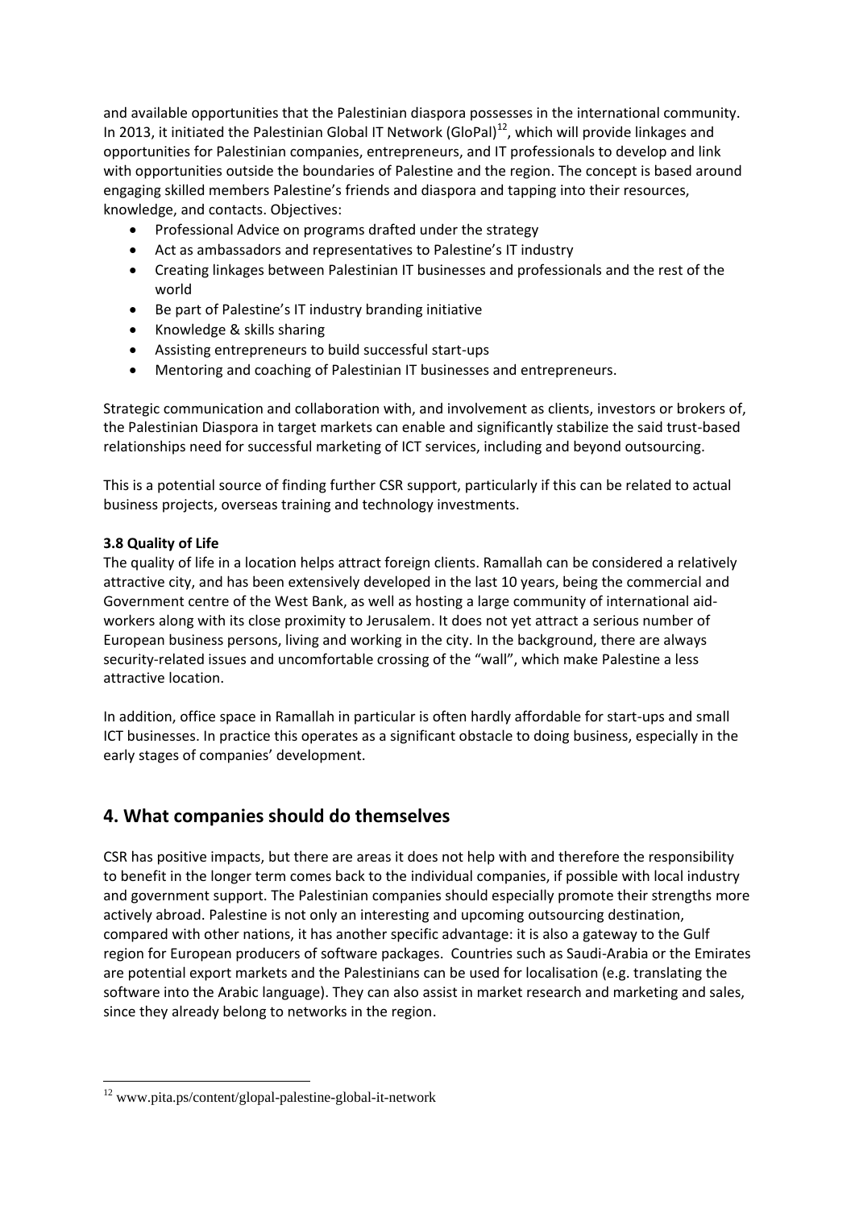and available opportunities that the Palestinian diaspora possesses in the international community. In 2013, it initiated the Palestinian Global IT Network (GloPal)[12], which will provide linkages and opportunities for Palestinian companies, entrepreneurs, and IT professionals to develop and link with opportunities outside the boundaries of Palestine and the region. The concept is based around engaging skilled members Palestine's friends and diaspora and tapping into their resources, knowledge, and contacts. Objectives:

- Professional Advice on programs drafted under the strategy
- Act as ambassadors and representatives to Palestine's IT industry
- Creating linkages between Palestinian IT businesses and professionals and the rest of the world
- Be part of Palestine's IT industry branding initiative
- Knowledge & skills sharing
- Assisting entrepreneurs to build successful start-ups
- Mentoring and coaching of Palestinian IT businesses and entrepreneurs.

Strategic communication and collaboration with, and involvement as clients, investors or brokers of, the Palestinian Diaspora in target markets can enable and significantly stabilize the said trust-based relationships need for successful marketing of ICT services, including and beyond outsourcing.

This is a potential source of finding further CSR support, particularly if this can be related to actual business projects, overseas training and technology investments.

**3.8 Quality of Life**

The quality of life in a location helps attract foreign clients. Ramallah can be considered a relatively attractive city, and has been extensively developed in the last 10 years, being the commercial and Government centre of the West Bank, as well as hosting a large community of international aid-workers along with its close proximity to Jerusalem. It does not yet attract a serious number of European business persons, living and working in the city. In the background, there are always security-related issues and uncomfortable crossing of the "wall", which make Palestine a less attractive location.

In addition, office space in Ramallah in particular is often hardly affordable for start-ups and small ICT businesses. In practice this operates as a significant obstacle to doing business, especially in the early stages of companies' development.

## 4. What companies should do themselves

CSR has positive impacts, but there are areas it does not help with and therefore the responsibility to benefit in the longer term comes back to the individual companies, if possible with local industry and government support. The Palestinian companies should especially promote their strengths more actively abroad. Palestine is not only an interesting and upcoming outsourcing destination, compared with other nations, it has another specific advantage: it is also a gateway to the Gulf region for European producers of software packages. Countries such as Saudi-Arabia or the Emirates are potential export markets and the Palestinians can be used for localisation (e.g. translating the software into the Arabic language). They can also assist in market research and marketing and sales, since they already belong to networks in the region.

[12] www.pita.ps/content/glopal-palestine-global-it-network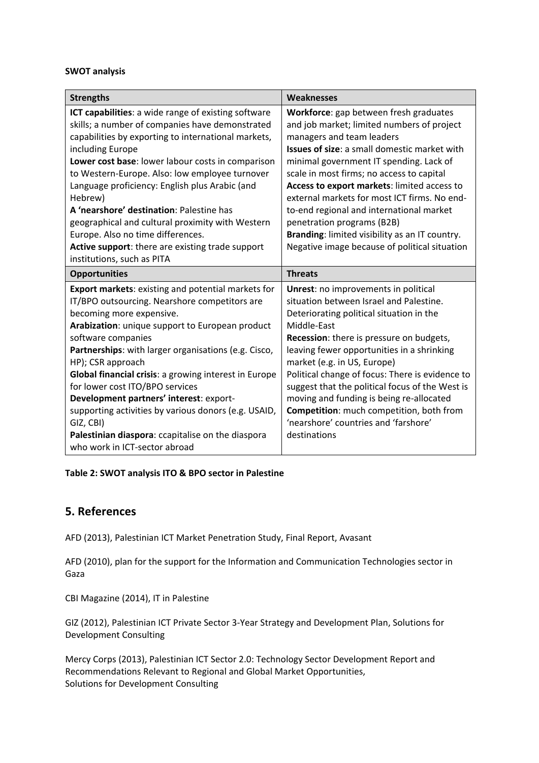**SWOT analysis**

| Strengths | Weaknesses |
|---|---|
| **ICT capabilities**: a wide range of existing software skills; a number of companies have demonstrated capabilities by exporting to international markets, including Europe<br>**Lower cost base**: lower labour costs in comparison to Western-Europe. Also: low employee turnover<br>Language proficiency: English plus Arabic (and Hebrew)<br>**A 'nearshore' destination**: Palestine has geographical and cultural proximity with Western Europe. Also no time differences.<br>**Active support**: there are existing trade support institutions, such as PITA | **Workforce**: gap between fresh graduates and job market; limited numbers of project managers and team leaders<br>**Issues of size**: a small domestic market with minimal government IT spending. Lack of scale in most firms; no access to capital<br>**Access to export markets**: limited access to external markets for most ICT firms. No end-to-end regional and international market penetration programs (B2B)<br>**Branding**: limited visibility as an IT country. Negative image because of political situation |
| **Opportunities** | **Threats** |
| **Export markets**: existing and potential markets for IT/BPO outsourcing. Nearshore competitors are becoming more expensive.<br>**Arabization**: unique support to European product software companies<br>**Partnerships**: with larger organisations (e.g. Cisco, HP); CSR approach<br>**Global financial crisis**: a growing interest in Europe for lower cost ITO/BPO services<br>**Development partners' interest**: export-supporting activities by various donors (e.g. USAID, GIZ, CBI)<br>**Palestinian diaspora**: ccapitalise on the diaspora who work in ICT-sector abroad | **Unrest**: no improvements in political situation between Israel and Palestine. Deteriorating political situation in the Middle-East<br>**Recession**: there is pressure on budgets, leaving fewer opportunities in a shrinking market (e.g. in US, Europe)<br>Political change of focus: There is evidence to suggest that the political focus of the West is moving and funding is being re-allocated<br>**Competition**: much competition, both from 'nearshore' countries and 'farshore' destinations |

**Table 2: SWOT analysis ITO & BPO sector in Palestine**

## 5. References

AFD (2013), Palestinian ICT Market Penetration Study, Final Report, Avasant

AFD (2010), plan for the support for the Information and Communication Technologies sector in Gaza

CBI Magazine (2014), IT in Palestine

GIZ (2012), Palestinian ICT Private Sector 3-Year Strategy and Development Plan, Solutions for Development Consulting

Mercy Corps (2013), Palestinian ICT Sector 2.0: Technology Sector Development Report and Recommendations Relevant to Regional and Global Market Opportunities,
Solutions for Development Consulting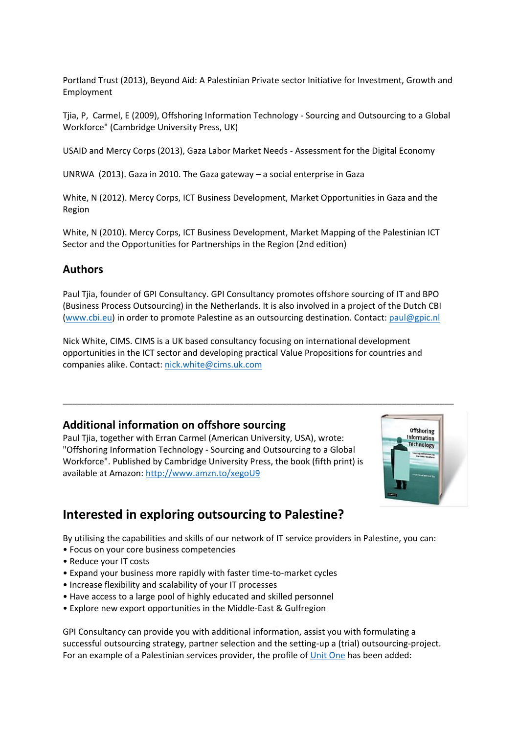Portland Trust (2013), Beyond Aid: A Palestinian Private sector Initiative for Investment, Growth and Employment

Tjia, P, Carmel, E (2009), Offshoring Information Technology - Sourcing and Outsourcing to a Global Workforce" (Cambridge University Press, UK)

USAID and Mercy Corps (2013), Gaza Labor Market Needs - Assessment for the Digital Economy

UNRWA (2013). Gaza in 2010. The Gaza gateway – a social enterprise in Gaza

White, N (2012). Mercy Corps, ICT Business Development, Market Opportunities in Gaza and the Region

White, N (2010). Mercy Corps, ICT Business Development, Market Mapping of the Palestinian ICT Sector and the Opportunities for Partnerships in the Region (2nd edition)

## Authors

Paul Tjia, founder of GPI Consultancy. GPI Consultancy promotes offshore sourcing of IT and BPO (Business Process Outsourcing) in the Netherlands. It is also involved in a project of the Dutch CBI (www.cbi.eu) in order to promote Palestine as an outsourcing destination. Contact: paul@gpic.nl

Nick White, CIMS. CIMS is a UK based consultancy focusing on international development opportunities in the ICT sector and developing practical Value Propositions for countries and companies alike. Contact: nick.white@cims.uk.com

---

## Additional information on offshore sourcing

Paul Tjia, together with Erran Carmel (American University, USA), wrote: "Offshoring Information Technology - Sourcing and Outsourcing to a Global Workforce". Published by Cambridge University Press, the book (fifth print) is available at Amazon: http://www.amzn.to/xegoU9

## Interested in exploring outsourcing to Palestine?

By utilising the capabilities and skills of our network of IT service providers in Palestine, you can:

- Focus on your core business competencies
- Reduce your IT costs
- Expand your business more rapidly with faster time-to-market cycles
- Increase flexibility and scalability of your IT processes
- Have access to a large pool of highly educated and skilled personnel
- Explore new export opportunities in the Middle-East & Gulfregion

GPI Consultancy can provide you with additional information, assist you with formulating a successful outsourcing strategy, partner selection and the setting-up a (trial) outsourcing-project. For an example of a Palestinian services provider, the profile of Unit One has been added: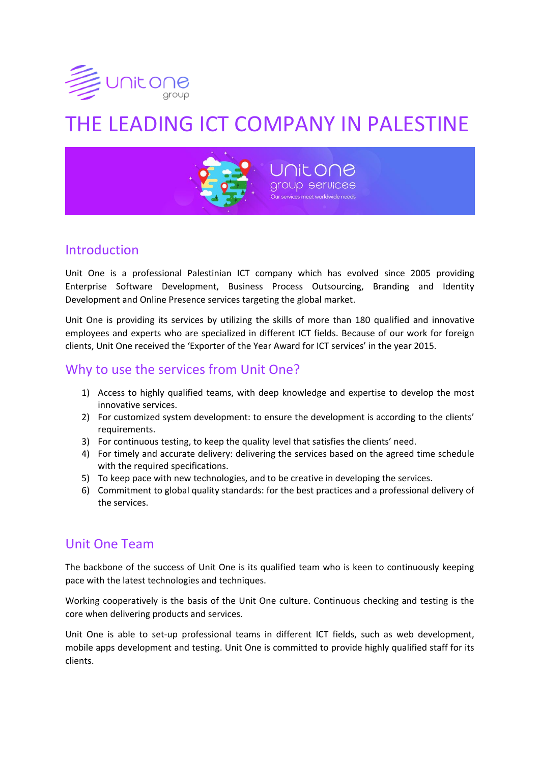# THE LEADING ICT COMPANY IN PALESTINE

## Introduction

Unit One is a professional Palestinian ICT company which has evolved since 2005 providing Enterprise Software Development, Business Process Outsourcing, Branding and Identity Development and Online Presence services targeting the global market.

Unit One is providing its services by utilizing the skills of more than 180 qualified and innovative employees and experts who are specialized in different ICT fields. Because of our work for foreign clients, Unit One received the 'Exporter of the Year Award for ICT services' in the year 2015.

## Why to use the services from Unit One?

1) Access to highly qualified teams, with deep knowledge and expertise to develop the most innovative services.
2) For customized system development: to ensure the development is according to the clients' requirements.
3) For continuous testing, to keep the quality level that satisfies the clients' need.
4) For timely and accurate delivery: delivering the services based on the agreed time schedule with the required specifications.
5) To keep pace with new technologies, and to be creative in developing the services.
6) Commitment to global quality standards: for the best practices and a professional delivery of the services.

## Unit One Team

The backbone of the success of Unit One is its qualified team who is keen to continuously keeping pace with the latest technologies and techniques.

Working cooperatively is the basis of the Unit One culture. Continuous checking and testing is the core when delivering products and services.

Unit One is able to set-up professional teams in different ICT fields, such as web development, mobile apps development and testing. Unit One is committed to provide highly qualified staff for its clients.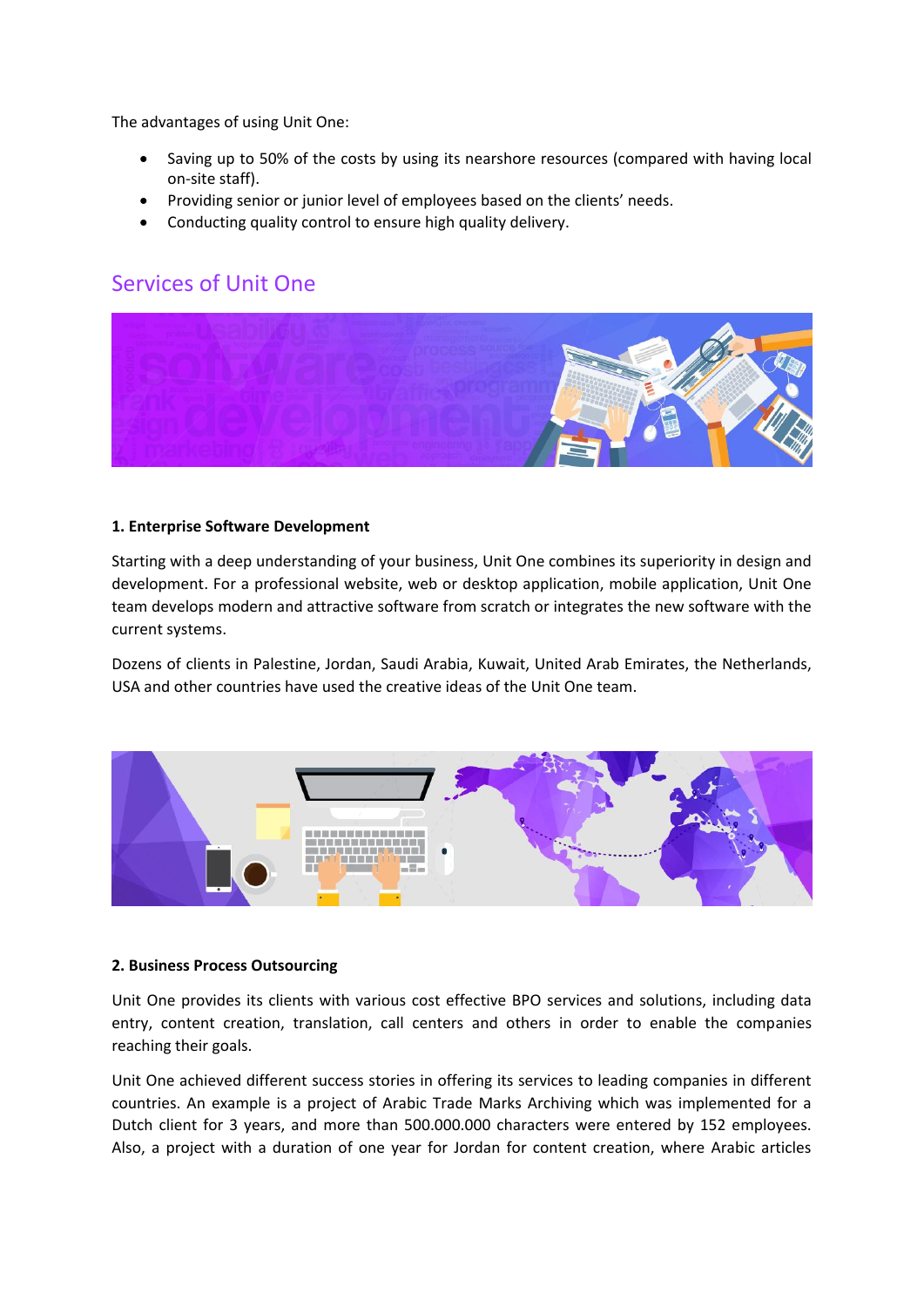The advantages of using Unit One:

- Saving up to 50% of the costs by using its nearshore resources (compared with having local on-site staff).
- Providing senior or junior level of employees based on the clients' needs.
- Conducting quality control to ensure high quality delivery.

## Services of Unit One

**1. Enterprise Software Development**

Starting with a deep understanding of your business, Unit One combines its superiority in design and development. For a professional website, web or desktop application, mobile application, Unit One team develops modern and attractive software from scratch or integrates the new software with the current systems.

Dozens of clients in Palestine, Jordan, Saudi Arabia, Kuwait, United Arab Emirates, the Netherlands, USA and other countries have used the creative ideas of the Unit One team.

**2. Business Process Outsourcing**

Unit One provides its clients with various cost effective BPO services and solutions, including data entry, content creation, translation, call centers and others in order to enable the companies reaching their goals.

Unit One achieved different success stories in offering its services to leading companies in different countries. An example is a project of Arabic Trade Marks Archiving which was implemented for a Dutch client for 3 years, and more than 500.000.000 characters were entered by 152 employees. Also, a project with a duration of one year for Jordan for content creation, where Arabic articles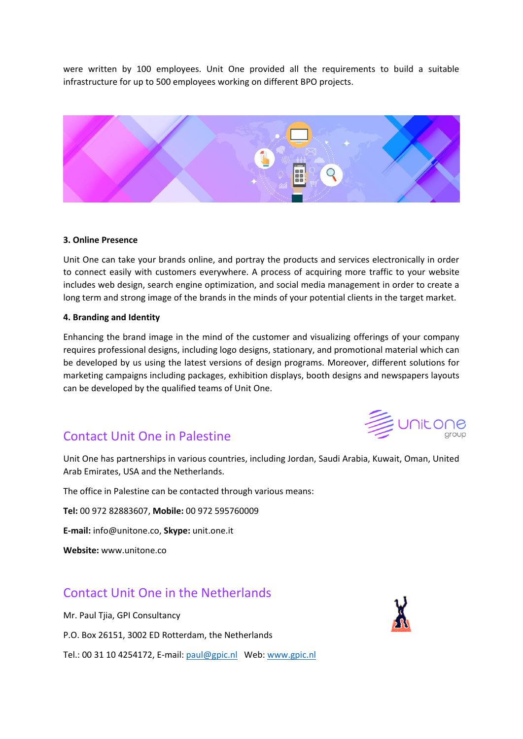were written by 100 employees. Unit One provided all the requirements to build a suitable infrastructure for up to 500 employees working on different BPO projects.

**3. Online Presence**

Unit One can take your brands online, and portray the products and services electronically in order to connect easily with customers everywhere. A process of acquiring more traffic to your website includes web design, search engine optimization, and social media management in order to create a long term and strong image of the brands in the minds of your potential clients in the target market.

**4. Branding and Identity**

Enhancing the brand image in the mind of the customer and visualizing offerings of your company requires professional designs, including logo designs, stationary, and promotional material which can be developed by us using the latest versions of design programs. Moreover, different solutions for marketing campaigns including packages, exhibition displays, booth designs and newspapers layouts can be developed by the qualified teams of Unit One.

## Contact Unit One in Palestine

Unit One has partnerships in various countries, including Jordan, Saudi Arabia, Kuwait, Oman, United Arab Emirates, USA and the Netherlands.

The office in Palestine can be contacted through various means:

**Tel:** 00 972 82883607, **Mobile:** 00 972 595760009

**E-mail:** info@unitone.co, **Skype:** unit.one.it

**Website:** www.unitone.co

## Contact Unit One in the Netherlands

Mr. Paul Tjia, GPI Consultancy

P.O. Box 26151, 3002 ED Rotterdam, the Netherlands

Tel.: 00 31 10 4254172, E-mail: paul@gpic.nl Web: www.gpic.nl